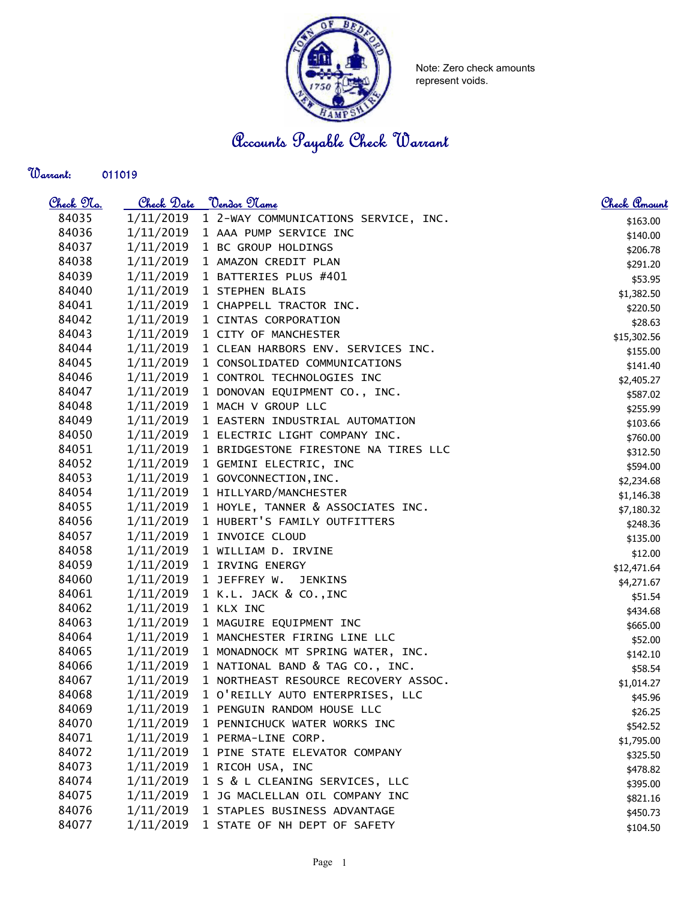Note: Zero check amounts represent voids.

# Accounts Payable Check Warrant

**Warrant:** 011019

| Check No. | Check Date | Vendor Name | Check Amount |
|---|---|---|---|
| 84035 | 1/11/2019 | 1 2-WAY COMMUNICATIONS SERVICE, INC. | $163.00 |
| 84036 | 1/11/2019 | 1 AAA PUMP SERVICE INC | $140.00 |
| 84037 | 1/11/2019 | 1 BC GROUP HOLDINGS | $206.78 |
| 84038 | 1/11/2019 | 1 AMAZON CREDIT PLAN | $291.20 |
| 84039 | 1/11/2019 | 1 BATTERIES PLUS #401 | $53.95 |
| 84040 | 1/11/2019 | 1 STEPHEN BLAIS | $1,382.50 |
| 84041 | 1/11/2019 | 1 CHAPPELL TRACTOR INC. | $220.50 |
| 84042 | 1/11/2019 | 1 CINTAS CORPORATION | $28.63 |
| 84043 | 1/11/2019 | 1 CITY OF MANCHESTER | $15,302.56 |
| 84044 | 1/11/2019 | 1 CLEAN HARBORS ENV. SERVICES INC. | $155.00 |
| 84045 | 1/11/2019 | 1 CONSOLIDATED COMMUNICATIONS | $141.40 |
| 84046 | 1/11/2019 | 1 CONTROL TECHNOLOGIES INC | $2,405.27 |
| 84047 | 1/11/2019 | 1 DONOVAN EQUIPMENT CO., INC. | $587.02 |
| 84048 | 1/11/2019 | 1 MACH V GROUP LLC | $255.99 |
| 84049 | 1/11/2019 | 1 EASTERN INDUSTRIAL AUTOMATION | $103.66 |
| 84050 | 1/11/2019 | 1 ELECTRIC LIGHT COMPANY INC. | $760.00 |
| 84051 | 1/11/2019 | 1 BRIDGESTONE FIRESTONE NA TIRES LLC | $312.50 |
| 84052 | 1/11/2019 | 1 GEMINI ELECTRIC, INC | $594.00 |
| 84053 | 1/11/2019 | 1 GOVCONNECTION,INC. | $2,234.68 |
| 84054 | 1/11/2019 | 1 HILLYARD/MANCHESTER | $1,146.38 |
| 84055 | 1/11/2019 | 1 HOYLE, TANNER & ASSOCIATES INC. | $7,180.32 |
| 84056 | 1/11/2019 | 1 HUBERT'S FAMILY OUTFITTERS | $248.36 |
| 84057 | 1/11/2019 | 1 INVOICE CLOUD | $135.00 |
| 84058 | 1/11/2019 | 1 WILLIAM D. IRVINE | $12.00 |
| 84059 | 1/11/2019 | 1 IRVING ENERGY | $12,471.64 |
| 84060 | 1/11/2019 | 1 JEFFREY W. JENKINS | $4,271.67 |
| 84061 | 1/11/2019 | 1 K.L. JACK & CO.,INC | $51.54 |
| 84062 | 1/11/2019 | 1 KLX INC | $434.68 |
| 84063 | 1/11/2019 | 1 MAGUIRE EQUIPMENT INC | $665.00 |
| 84064 | 1/11/2019 | 1 MANCHESTER FIRING LINE LLC | $52.00 |
| 84065 | 1/11/2019 | 1 MONADNOCK MT SPRING WATER, INC. | $142.10 |
| 84066 | 1/11/2019 | 1 NATIONAL BAND & TAG CO., INC. | $58.54 |
| 84067 | 1/11/2019 | 1 NORTHEAST RESOURCE RECOVERY ASSOC. | $1,014.27 |
| 84068 | 1/11/2019 | 1 O'REILLY AUTO ENTERPRISES, LLC | $45.96 |
| 84069 | 1/11/2019 | 1 PENGUIN RANDOM HOUSE LLC | $26.25 |
| 84070 | 1/11/2019 | 1 PENNICHUCK WATER WORKS INC | $542.52 |
| 84071 | 1/11/2019 | 1 PERMA-LINE CORP. | $1,795.00 |
| 84072 | 1/11/2019 | 1 PINE STATE ELEVATOR COMPANY | $325.50 |
| 84073 | 1/11/2019 | 1 RICOH USA, INC | $478.82 |
| 84074 | 1/11/2019 | 1 S & L CLEANING SERVICES, LLC | $395.00 |
| 84075 | 1/11/2019 | 1 JG MACLELLAN OIL COMPANY INC | $821.16 |
| 84076 | 1/11/2019 | 1 STAPLES BUSINESS ADVANTAGE | $450.73 |
| 84077 | 1/11/2019 | 1 STATE OF NH DEPT OF SAFETY | $104.50 |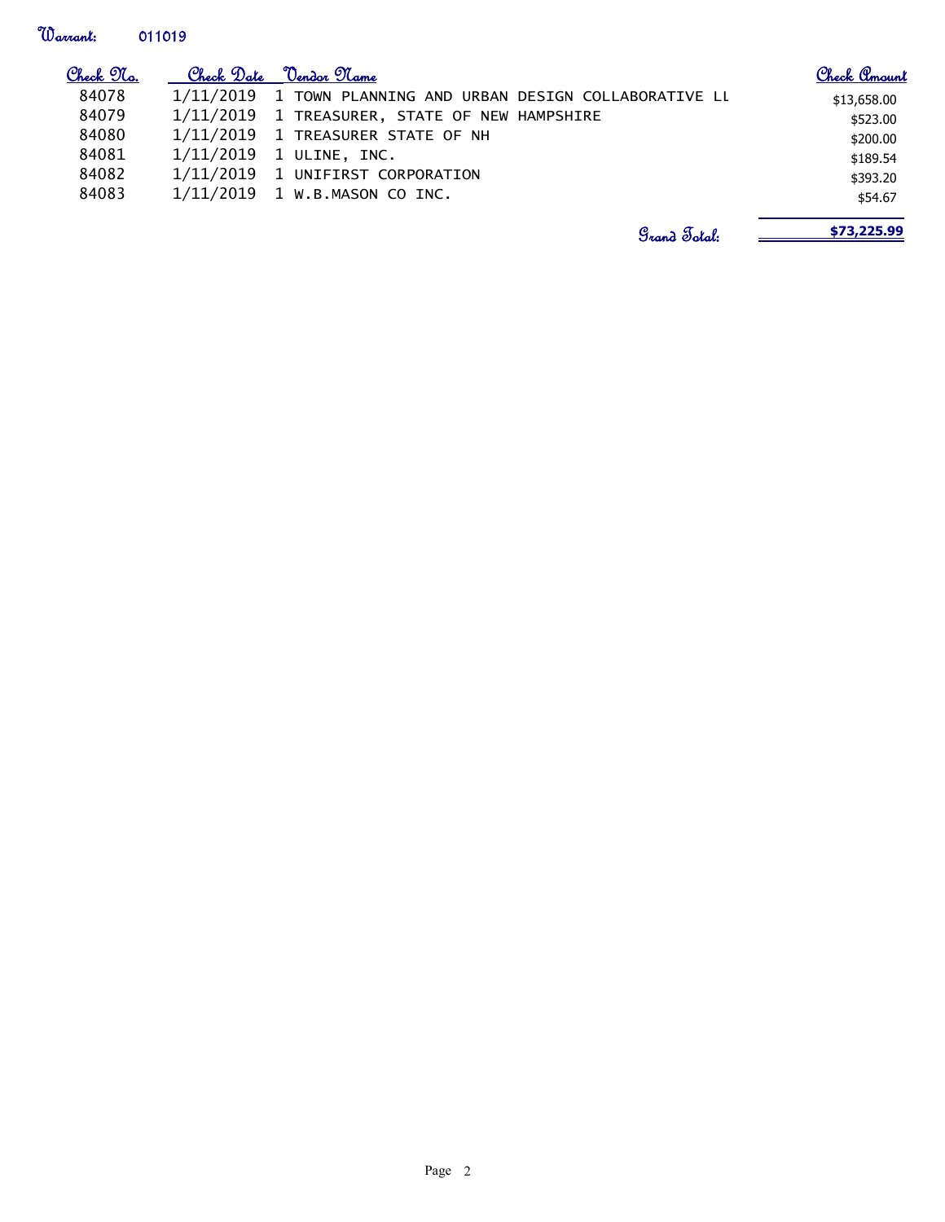Warrant: 011019

| Check No. | Check Date | Vendor Name | Check Amount |
|---|---|---|---|
| 84078 | 1/11/2019 | 1 TOWN PLANNING AND URBAN DESIGN COLLABORATIVE LL | $13,658.00 |
| 84079 | 1/11/2019 | 1 TREASURER, STATE OF NEW HAMPSHIRE | $523.00 |
| 84080 | 1/11/2019 | 1 TREASURER STATE OF NH | $200.00 |
| 84081 | 1/11/2019 | 1 ULINE, INC. | $189.54 |
| 84082 | 1/11/2019 | 1 UNIFIRST CORPORATION | $393.20 |
| 84083 | 1/11/2019 | 1 W.B.MASON CO INC. | $54.67 |
| | | Grand Total: | **$73,225.99** |